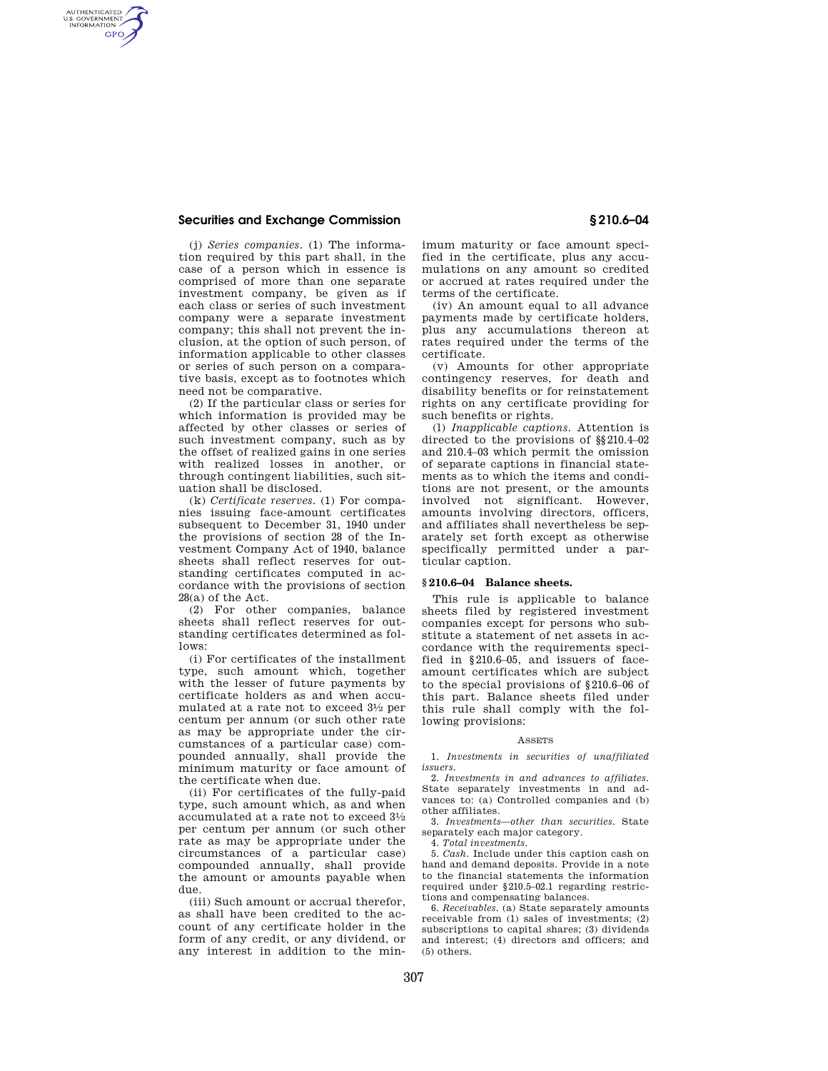(j) *Series companies.* (1) The information required by this part shall, in the case of a person which in essence is comprised of more than one separate investment company, be given as if each class or series of such investment company were a separate investment company; this shall not prevent the inclusion, at the option of such person, of information applicable to other classes or series of such person on a comparative basis, except as to footnotes which need not be comparative.

(2) If the particular class or series for which information is provided may be affected by other classes or series of such investment company, such as by the offset of realized gains in one series with realized losses in another, or through contingent liabilities, such situation shall be disclosed.

(k) *Certificate reserves.* (1) For companies issuing face-amount certificates subsequent to December 31, 1940 under the provisions of section 28 of the Investment Company Act of 1940, balance sheets shall reflect reserves for outstanding certificates computed in accordance with the provisions of section 28(a) of the Act.

(2) For other companies, balance sheets shall reflect reserves for outstanding certificates determined as follows:

(i) For certificates of the installment type, such amount which, together with the lesser of future payments by certificate holders as and when accumulated at a rate not to exceed 3½ per centum per annum (or such other rate as may be appropriate under the circumstances of a particular case) compounded annually, shall provide the minimum maturity or face amount of the certificate when due.

(ii) For certificates of the fully-paid type, such amount which, as and when accumulated at a rate not to exceed 3½ per centum per annum (or such other rate as may be appropriate under the circumstances of a particular case) compounded annually, shall provide the amount or amounts payable when due.

(iii) Such amount or accrual therefor, as shall have been credited to the account of any certificate holder in the form of any credit, or any dividend, or any interest in addition to the minimum maturity or face amount specified in the certificate, plus any accumulations on any amount so credited or accrued at rates required under the terms of the certificate.

(iv) An amount equal to all advance payments made by certificate holders, plus any accumulations thereon at rates required under the terms of the certificate.

(v) Amounts for other appropriate contingency reserves, for death and disability benefits or for reinstatement rights on any certificate providing for such benefits or rights.

(l) *Inapplicable captions.* Attention is directed to the provisions of §§210.4–02 and 210.4–03 which permit the omission of separate captions in financial statements as to which the items and conditions are not present, or the amounts involved not significant. However, amounts involving directors, officers, and affiliates shall nevertheless be separately set forth except as otherwise specifically permitted under a particular caption.

## §210.6–04 Balance sheets.

This rule is applicable to balance sheets filed by registered investment companies except for persons who substitute a statement of net assets in accordance with the requirements specified in §210.6–05, and issuers of face-amount certificates which are subject to the special provisions of §210.6–06 of this part. Balance sheets filed under this rule shall comply with the following provisions:

ASSETS

1. *Investments in securities of unaffiliated issuers.*

2. *Investments in and advances to affiliates.* State separately investments in and advances to: (a) Controlled companies and (b) other affiliates.

3. *Investments—other than securities.* State separately each major category.

4. *Total investments.*

5. *Cash.* Include under this caption cash on hand and demand deposits. Provide in a note to the financial statements the information required under §210.5–02.1 regarding restrictions and compensating balances.

6. *Receivables.* (a) State separately amounts receivable from (1) sales of investments; (2) subscriptions to capital shares; (3) dividends and interest; (4) directors and officers; and (5) others.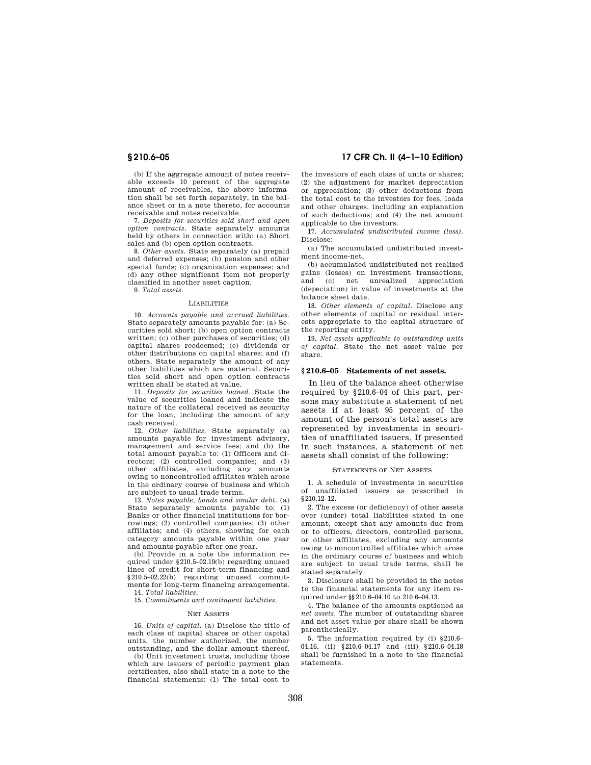(b) If the aggregate amount of notes receivable exceeds 10 percent of the aggregate amount of receivables, the above information shall be set forth separately, in the balance sheet or in a note thereto, for accounts receivable and notes receivable.

7. *Deposits for securities sold short and open option contracts.* State separately amounts held by others in connection with: (a) Short sales and (b) open option contracts.

8. *Other assets.* State separately (a) prepaid and deferred expenses; (b) pension and other special funds; (c) organization expenses; and (d) any other significant item not properly classified in another asset caption.

9. *Total assets.*

LIABILITIES

10. *Accounts payable and accrued liabilities.* State separately amounts payable for: (a) Securities sold short; (b) open option contracts written; (c) other purchases of securities; (d) capital shares reedeemed; (e) dividends or other distributions on capital shares; and (f) others. State separately the amount of any other liabilities which are material. Securities sold short and open option contracts written shall be stated at value.

11. *Deposits for securities loaned.* State the value of securities loaned and indicate the nature of the collateral received as security for the loan, including the amount of any cash received.

12. *Other liabilities.* State separately (a) amounts payable for investment advisory, management and service fees; and (b) the total amount payable to: (1) Officers and directors; (2) controlled companies; and (3) other affiliates, excluding any amounts owing to noncontrolled affiliates which arose in the ordinary course of business and which are subject to usual trade terms.

13. *Notes payable, bonds and similar debt.* (a) State separately amounts payable to: (1) Banks or other financial institutions for borrowings; (2) controlled companies; (3) other affiliates; and (4) others, showing for each category amounts payable within one year and amounts payable after one year.

(b) Provide in a note the information required under §210.5–02.19(b) regarding unused lines of credit for short-term financing and §210.5–02.22(b) regarding unused commitments for long-term financing arrangements.

14. *Total liabilities.*

15. *Commitments and contingent liabilities.*

NET ASSETS

16. *Units of capital.* (a) Disclose the title of each class of capital shares or other capital units, the number authorized, the number outstanding, and the dollar amount thereof.

(b) Unit investment trusts, including those which are issuers of periodic payment plan certificates, also shall state in a note to the financial statements: (1) The total cost to the investors of each class of units or shares; (2) the adjustment for market depreciation or appreciation; (3) other deductions from the total cost to the investors for fees, loads and other charges, including an explanation of such deductions; and (4) the net amount applicable to the investors.

17. *Accumulated undistributed income (loss).* Disclose:

(a) The accumulated undistributed investment income-net,

(b) accumulated undistributed net realized gains (losses) on investment transactions, and (c) net unrealized appreciation (depeciation) in value of investments at the balance sheet date.

18. *Other elements of capital.* Disclose any other elements of capital or residual interests appropriate to the capital structure of the reporting entity.

19. *Net assets applicable to outstanding units of capital.* State the net asset value per share.

## §210.6–05 Statements of net assets.

In lieu of the balance sheet otherwise required by §210.6–04 of this part, persons may substitute a statement of net assets if at least 95 percent of the amount of the person's total assets are represented by investments in securities of unaffiliated issuers. If presented in such instances, a statement of net assets shall consist of the following:

STATEMENTS OF NET ASSETS

1. A schedule of investments in securities of unaffiliated issuers as prescribed in §210.12–12.

2. The excess (or deficiency) of other assets over (under) total liabilities stated in one amount, except that any amounts due from or to officers, directors, controlled persons, or other affiliates, excluding any amounts owing to noncontrolled affiliates which arose in the ordinary course of business and which are subject to usual trade terms, shall be stated separately.

3. Disclosure shall be provided in the notes to the financial statements for any item required under §§210.6–04.10 to 210.6–04.13.

4. The balance of the amounts captioned as *net assets.* The number of outstanding shares and net asset value per share shall be shown parenthetically.

5. The information required by (i) §210.6–04.16, (ii) §210.6–04.17 and (iii) §210.6–04.18 shall be furnished in a note to the financial statements.